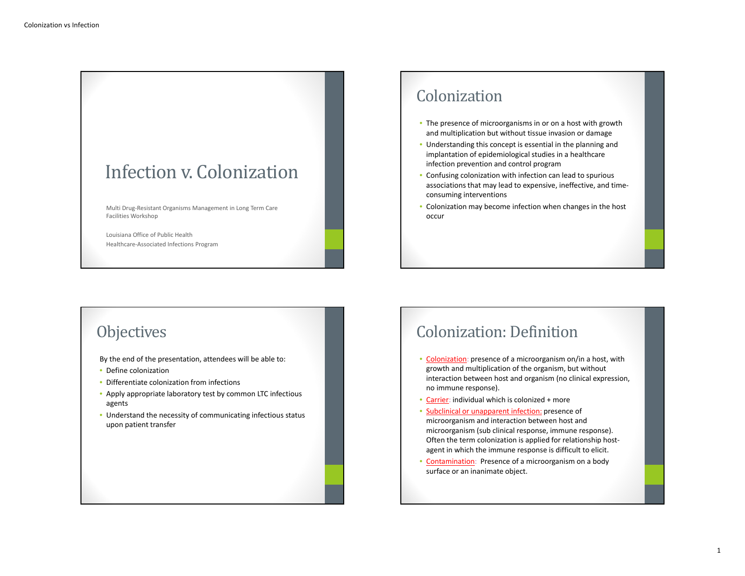# Infection v. Colonization

Multi Drug-Resistant Organisms Management in Long Term Care Facilities Workshop

Louisiana Office of Public Health
Healthcare-Associated Infections Program

## Colonization

- The presence of microorganisms in or on a host with growth and multiplication but without tissue invasion or damage
- Understanding this concept is essential in the planning and implantation of epidemiological studies in a healthcare infection prevention and control program
- Confusing colonization with infection can lead to spurious associations that may lead to expensive, ineffective, and time-consuming interventions
- Colonization may become infection when changes in the host occur

## Objectives

By the end of the presentation, attendees will be able to:

- Define colonization
- Differentiate colonization from infections
- Apply appropriate laboratory test by common LTC infectious agents
- Understand the necessity of communicating infectious status upon patient transfer

## Colonization: Definition

- Colonization: presence of a microorganism on/in a host, with growth and multiplication of the organism, but without interaction between host and organism (no clinical expression, no immune response).
- Carrier: individual which is colonized + more
- Subclinical or unapparent infection: presence of microorganism and interaction between host and microorganism (sub clinical response, immune response). Often the term colonization is applied for relationship host-agent in which the immune response is difficult to elicit.
- Contamination: Presence of a microorganism on a body surface or an inanimate object.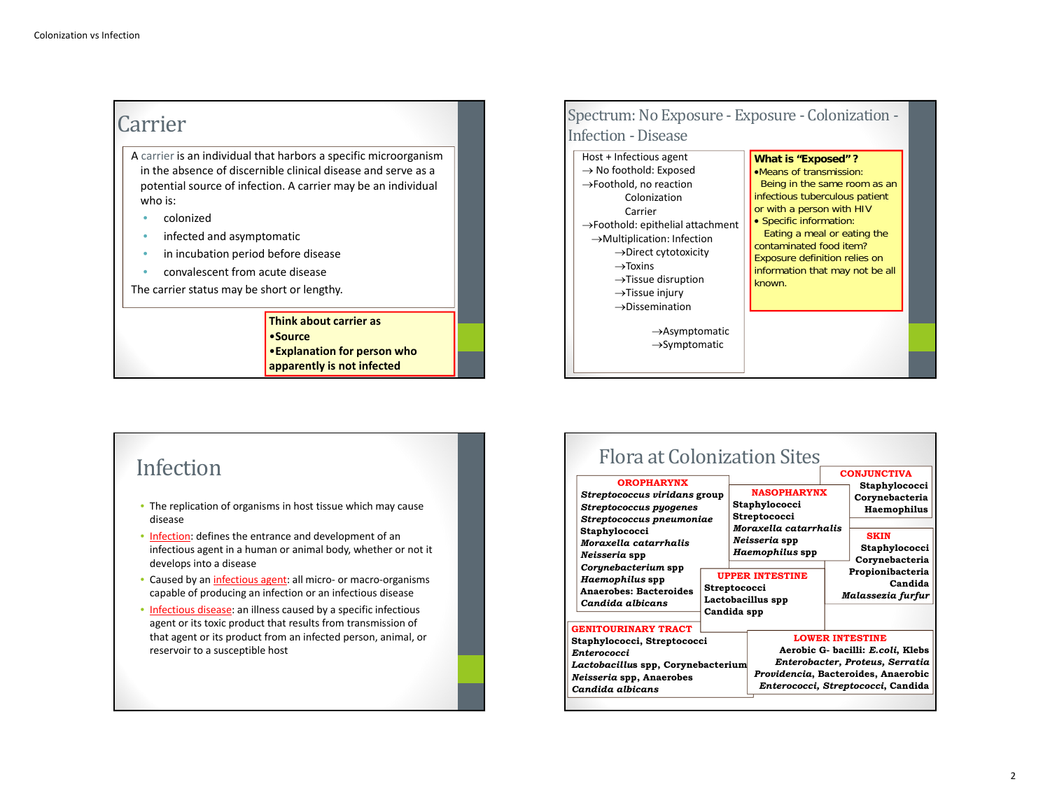## Carrier

A carrier is an individual that harbors a specific microorganism in the absence of discernible clinical disease and serve as a potential source of infection. A carrier may be an individual who is:

- colonized
- infected and asymptomatic
- in incubation period before disease
- convalescent from acute disease

The carrier status may be short or lengthy.

**Think about carrier as**
- **Source**
- **Explanation for person who apparently is not infected**

## Spectrum: No Exposure - Exposure - Colonization - Infection - Disease

Host + Infectious agent
→ No foothold: Exposed
→Foothold, no reaction
  Colonization
  Carrier
→Foothold: epithelial attachment
  →Multiplication: Infection
    →Direct cytotoxicity
    →Toxins
    →Tissue disruption
    →Tissue injury
    →Dissemination
      →Asymptomatic
      →Symptomatic

**What is "Exposed"?**
- Means of transmission:
  Being in the same room as an infectious tuberculosis patient or with a person with HIV
- Specific information:
  Eating a meal or eating the contaminated food item?

Exposure definition relies on information that may not be all known.

## Infection

- The replication of organisms in host tissue which may cause disease
- Infection: defines the entrance and development of an infectious agent in a human or animal body, whether or not it develops into a disease
- Caused by an infectious agent: all micro- or macro-organisms capable of producing an infection or an infectious disease
- Infectious disease: an illness caused by a specific infectious agent or its toxic product that results from transmission of that agent or its product from an infected person, animal, or reservoir to a susceptible host

## Flora at Colonization Sites

**OROPHARYNX**
***Streptococcus viridans* group**
***Streptococcus pyogenes***
***Streptococcus pneumoniae***
**Staphylococci**
***Moraxella catarrhalis***
***Neisseria* spp**
***Corynebacterium* spp**
***Haemophilus* spp**
**Anaerobes: Bacteroides**
***Candida albicans***

**NASOPHARYNX**
**Staphylococci**
**Streptococci**
***Moraxella catarrhalis***
***Neisseria* spp**
***Haemophilus* spp**

**CONJUNCTIVA**
**Staphylococci**
**Corynebacteria**
**Haemophilus**

**SKIN**
**Staphylococci**
**Corynebacteria**
**Propionibacteria**
**Candida**
***Malassezia furfur***

**UPPER INTESTINE**
**Streptococci**
**Lactobacillus spp**
**Candida spp**

**GENITOURINARY TRACT**
**Staphylococci, Streptococci**
***Enterococci***
***Lactobacillus* spp, Corynebacterium**
***Neisseria* spp, Anaerobes**
***Candida albicans***

**LOWER INTESTINE**
**Aerobic G- bacilli: *E.coli*, Klebs**
***Enterobacter, Proteus, Serratia***
***Providencia*, Bacteroides, Anaerobic**
***Enterococci, Streptococci*, Candida**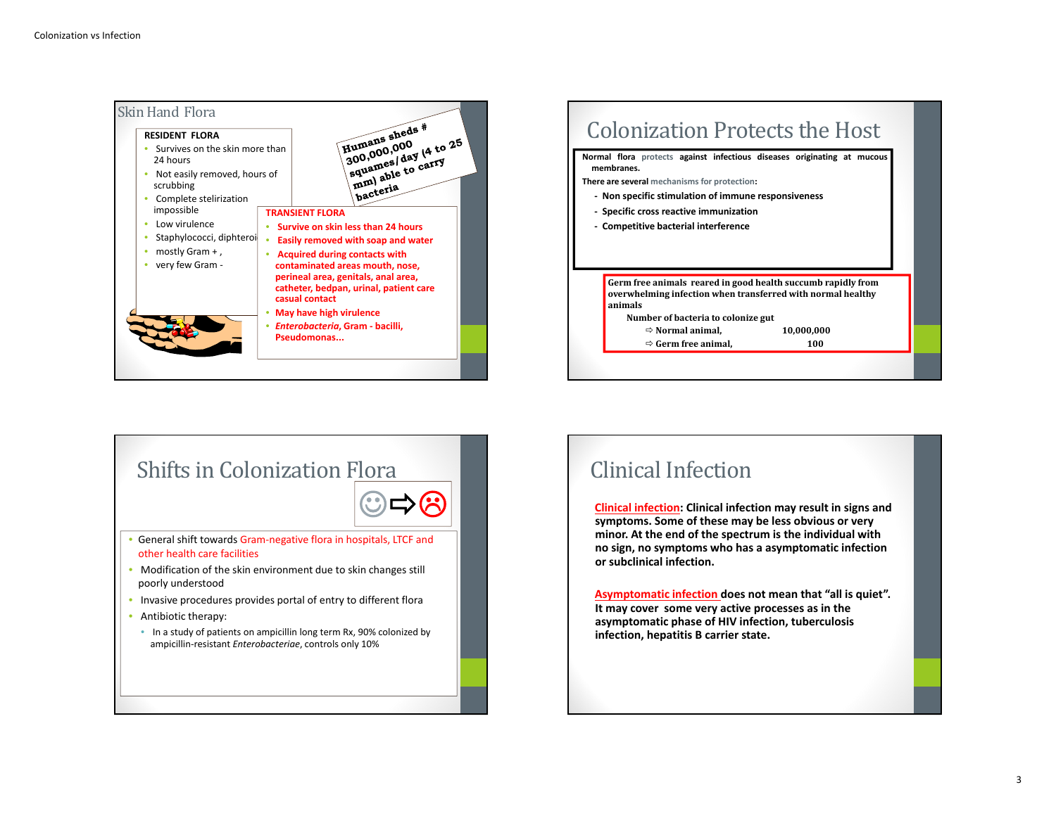## Skin Hand Flora

**RESIDENT FLORA**

- Survives on the skin more than 24 hours
- Not easily removed, hours of scrubbing
- Complete stelirization impossible
- Low virulence
- Staphylococci, diphteroi
- mostly Gram + ,
- very few Gram -

**Humans sheds # 300,000,000 squames/ day (4 to 25 mm) able to carry bacteria**

**TRANSIENT FLORA**

- **Survive on skin less than 24 hours**
- **Easily removed with soap and water**
- **Acquired during contacts with contaminated areas mouth, nose, perineal area, genitals, anal area, catheter, bedpan, urinal, patient care casual contact**
- **May have high virulence**
- ***Enterobacteria*, Gram - bacilli, Pseudomonas...**

## Colonization Protects the Host

**Normal flora protects against infectious diseases originating at mucous membranes.**

**There are several mechanisms for protection:**

- **Non specific stimulation of immune responsiveness**
- **Specific cross reactive immunization**
- **Competitive bacterial interference**

**Germ free animals reared in good health succumb rapidly from overwhelming infection when transferred with normal healthy animals**

**Number of bacteria to colonize gut**

| | |
|---|---|
| ⇨ Normal animal, | 10,000,000 |
| ⇨ Germ free animal, | 100 |

## Shifts in Colonization Flora

- General shift towards Gram-negative flora in hospitals, LTCF and other health care facilities
- Modification of the skin environment due to skin changes still poorly understood
- Invasive procedures provides portal of entry to different flora
- Antibiotic therapy:
  - In a study of patients on ampicillin long term Rx, 90% colonized by ampicillin-resistant *Enterobacteriae*, controls only 10%

## Clinical Infection

**Clinical infection: Clinical infection may result in signs and symptoms. Some of these may be less obvious or very minor. At the end of the spectrum is the individual with no sign, no symptoms who has a asymptomatic infection or subclinical infection.**

**Asymptomatic infection does not mean that "all is quiet". It may cover some very active processes as in the asymptomatic phase of HIV infection, tuberculosis infection, hepatitis B carrier state.**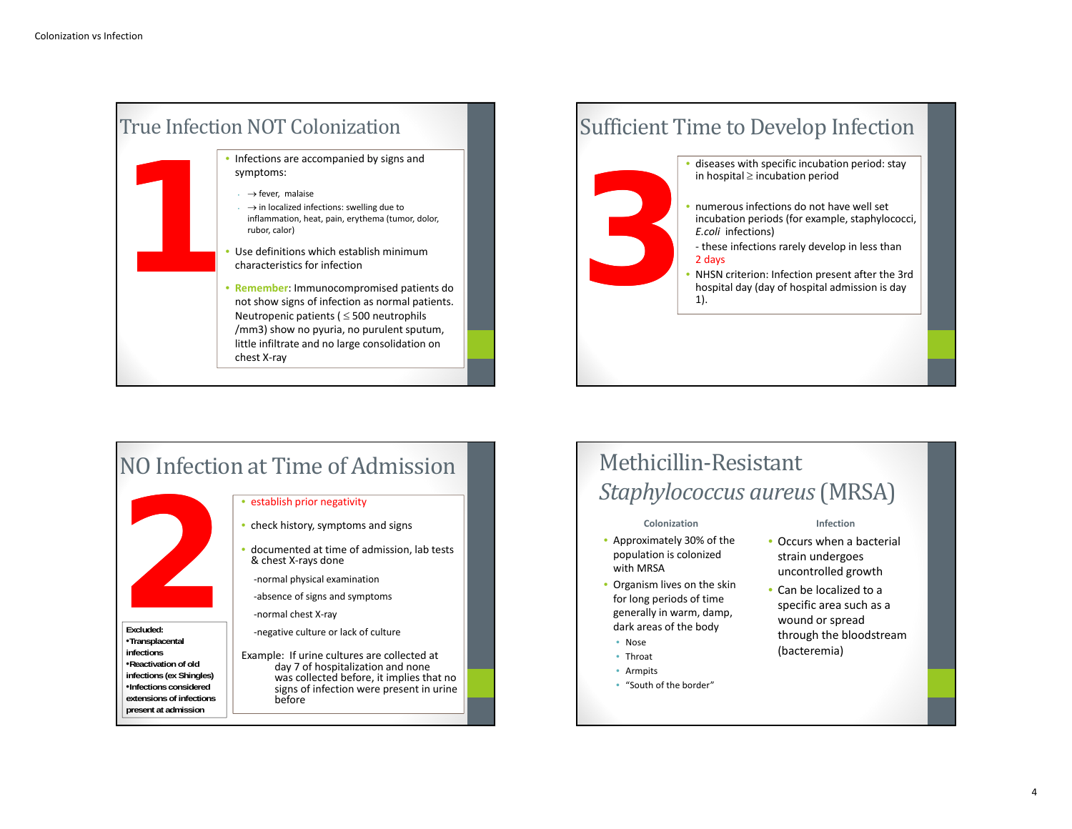## True Infection NOT Colonization

1

- Infections are accompanied by signs and symptoms:
  - → fever, malaise
  - → in localized infections: swelling due to inflammation, heat, pain, erythema (tumor, dolor, rubor, calor)
- Use definitions which establish minimum characteristics for infection
- **Remember**: Immunocompromised patients do not show signs of infection as normal patients. Neutropenic patients ( ≤ 500 neutrophils /mm3) show no pyuria, no purulent sputum, little infiltrate and no large consolidation on chest X-ray

## Sufficient Time to Develop Infection

3

- diseases with specific incubation period: stay in hospital ≥ incubation period
- numerous infections do not have well set incubation periods (for example, staphylococci, *E.coli* infections)
  - these infections rarely develop in less than 2 days
- NHSN criterion: Infection present after the 3rd hospital day (day of hospital admission is day 1).

## NO Infection at Time of Admission

2

- establish prior negativity
- check history, symptoms and signs
- documented at time of admission, lab tests & chest X-rays done
  - -normal physical examination
  - -absence of signs and symptoms
  - -normal chest X-ray
  - -negative culture or lack of culture

Example: If urine cultures are collected at day 7 of hospitalization and none was collected before, it implies that no signs of infection were present in urine before

**Excluded:**
- **Transplacental infections**
- **Reactivation of old infections (ex Shingles)**
- **Infections considered extensions of infections present at admission**

## Methicillin-Resistant *Staphylococcus aureus* (MRSA)

**Colonization**

- Approximately 30% of the population is colonized with MRSA
- Organism lives on the skin for long periods of time generally in warm, damp, dark areas of the body
  - Nose
  - Throat
  - Armpits
  - "South of the border"

**Infection**

- Occurs when a bacterial strain undergoes uncontrolled growth
- Can be localized to a specific area such as a wound or spread through the bloodstream (bacteremia)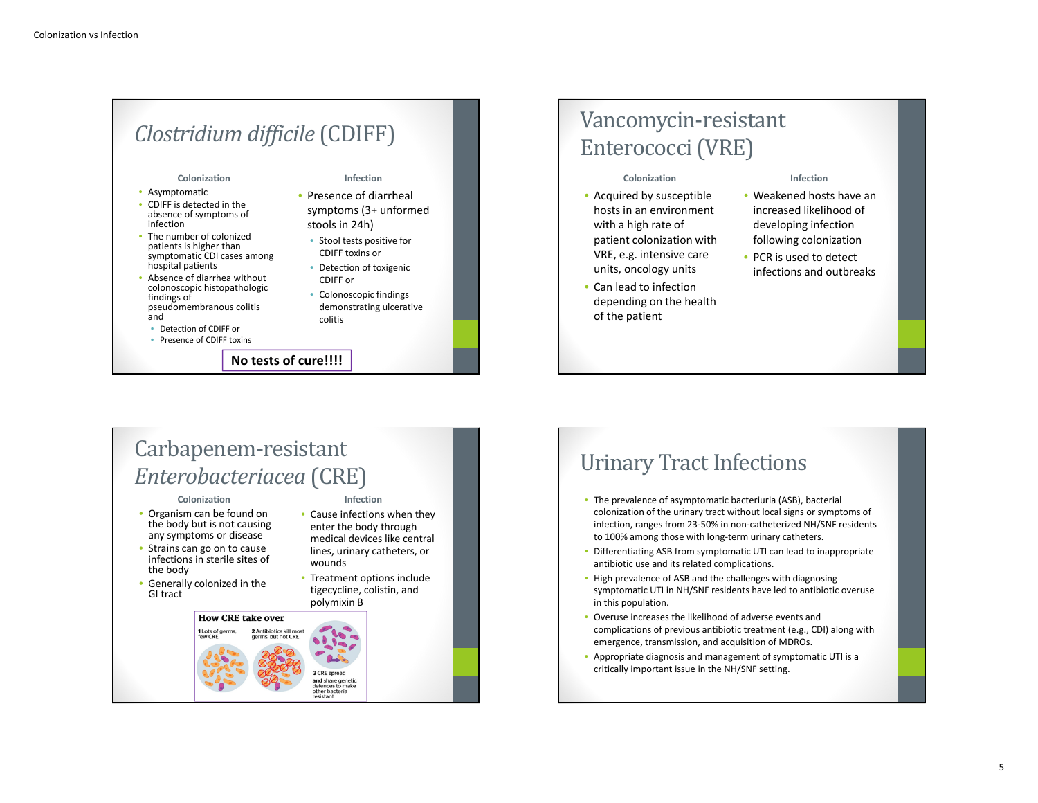Colonization vs Infection

## *Clostridium difficile* (CDIFF)

**Colonization**

- Asymptomatic
- CDIFF is detected in the absence of symptoms of infection
- The number of colonized patients is higher than symptomatic CDI cases among hospital patients
- Absence of diarrhea without colonoscopic histopathologic findings of pseudomembranous colitis and
  - Detection of CDIFF or
  - Presence of CDIFF toxins

**Infection**

- Presence of diarrheal symptoms (3+ unformed stools in 24h)
  - Stool tests positive for CDIFF toxins or
  - Detection of toxigenic CDIFF or
  - Colonoscopic findings demonstrating ulcerative colitis

**No tests of cure!!!!**

## Vancomycin-resistant Enterococci (VRE)

**Colonization**

- Acquired by susceptible hosts in an environment with a high rate of patient colonization with VRE, e.g. intensive care units, oncology units
- Can lead to infection depending on the health of the patient

**Infection**

- Weakened hosts have an increased likelihood of developing infection following colonization
- PCR is used to detect infections and outbreaks

## Carbapenem-resistant *Enterobacteriacea* (CRE)

**Colonization**

- Organism can be found on the body but is not causing any symptoms or disease
- Strains can go on to cause infections in sterile sites of the body
- Generally colonized in the GI tract

**Infection**

- Cause infections when they enter the body through medical devices like central lines, urinary catheters, or wounds
- Treatment options include tigecycline, colistin, and polymixin B

**How CRE take over**

1 Lots of germs, few CRE

2 Antibiotics kill most germs, but not CRE

3 CRE spread and share genetic defences to make other bacteria resistant

## Urinary Tract Infections

- The prevalence of asymptomatic bacteriuria (ASB), bacterial colonization of the urinary tract without local signs or symptoms of infection, ranges from 23-50% in non-catheterized NH/SNF residents to 100% among those with long-term urinary catheters.
- Differentiating ASB from symptomatic UTI can lead to inappropriate antibiotic use and its related complications.
- High prevalence of ASB and the challenges with diagnosing symptomatic UTI in NH/SNF residents have led to antibiotic overuse in this population.
- Overuse increases the likelihood of adverse events and complications of previous antibiotic treatment (e.g., CDI) along with emergence, transmission, and acquisition of MDROs.
- Appropriate diagnosis and management of symptomatic UTI is a critically important issue in the NH/SNF setting.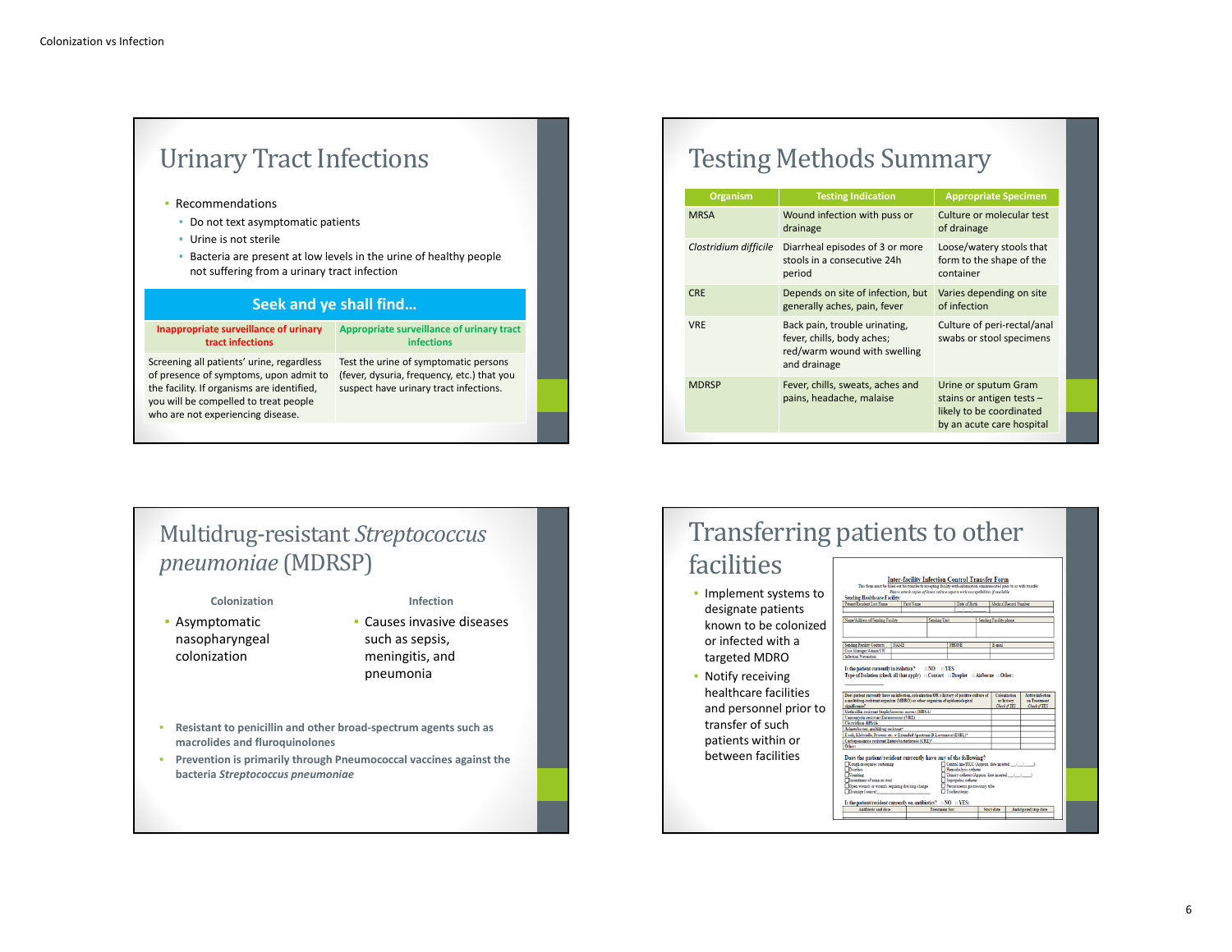## Urinary Tract Infections

- Recommendations
  - Do not text asymptomatic patients
  - Urine is not sterile
  - Bacteria are present at low levels in the urine of healthy people not suffering from a urinary tract infection

| Seek and ye shall find… | |
|---|---|
| **Inappropriate surveillance of urinary tract infections** | **Appropriate surveillance of urinary tract infections** |
| Screening all patients' urine, regardless of presence of symptoms, upon admit to the facility. If organisms are identified, you will be compelled to treat people who are not experiencing disease. | Test the urine of symptomatic persons (fever, dysuria, frequency, etc.) that you suspect have urinary tract infections. |

## Testing Methods Summary

| Organism | Testing Indication | Appropriate Specimen |
|---|---|---|
| MRSA | Wound infection with puss or drainage | Culture or molecular test of drainage |
| *Clostridium difficile* | Diarrheal episodes of 3 or more stools in a consecutive 24h period | Loose/watery stools that form to the shape of the container |
| CRE | Depends on site of infection, but generally aches, pain, fever | Varies depending on site of infection |
| VRE | Back pain, trouble urinating, fever, chills, body aches; red/warm wound with swelling and drainage | Culture of peri-rectal/anal swabs or stool specimens |
| MDRSP | Fever, chills, sweats, aches and pains, headache, malaise | Urine or sputum Gram stains or antigen tests – likely to be coordinated by an acute care hospital |

## Multidrug-resistant *Streptococcus pneumoniae* (MDRSP)

**Colonization**

- Asymptomatic nasopharyngeal colonization

**Infection**

- Causes invasive diseases such as sepsis, meningitis, and pneumonia

- **Resistant to penicillin and other broad-spectrum agents such as macrolides and fluroquinolones**
- **Prevention is primarily through Pneumococcal vaccines against the bacteria *Streptococcus pneumoniae***

## Transferring patients to other facilities

- Implement systems to designate patients known to be colonized or infected with a targeted MDRO
- Notify receiving healthcare facilities and personnel prior to transfer of such patients within or between facilities

**Inter-facility Infection Control Transfer Form**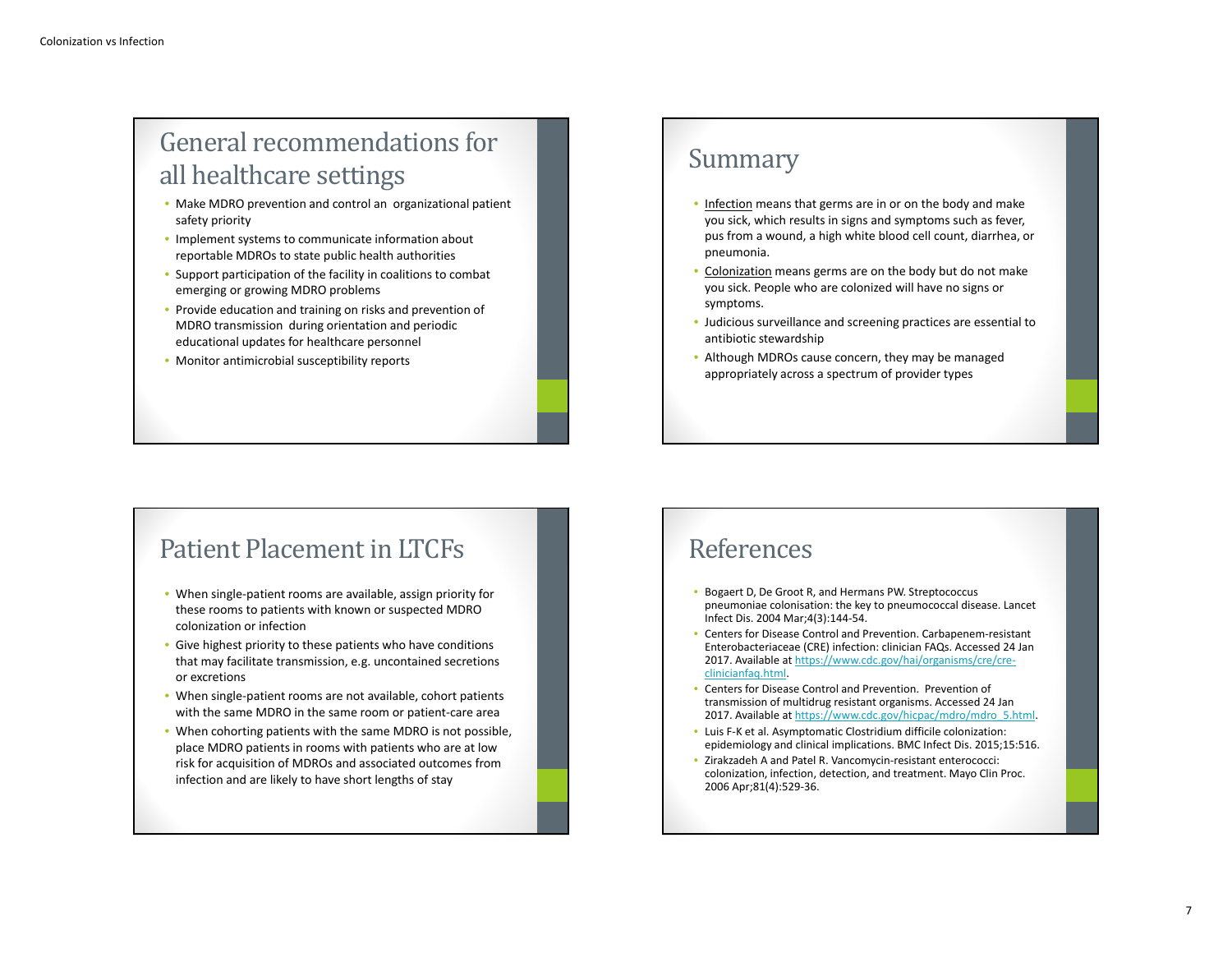## General recommendations for all healthcare settings

- Make MDRO prevention and control an organizational patient safety priority
- Implement systems to communicate information about reportable MDROs to state public health authorities
- Support participation of the facility in coalitions to combat emerging or growing MDRO problems
- Provide education and training on risks and prevention of MDRO transmission during orientation and periodic educational updates for healthcare personnel
- Monitor antimicrobial susceptibility reports

## Summary

- Infection means that germs are in or on the body and make you sick, which results in signs and symptoms such as fever, pus from a wound, a high white blood cell count, diarrhea, or pneumonia.
- Colonization means germs are on the body but do not make you sick. People who are colonized will have no signs or symptoms.
- Judicious surveillance and screening practices are essential to antibiotic stewardship
- Although MDROs cause concern, they may be managed appropriately across a spectrum of provider types

## Patient Placement in LTCFs

- When single-patient rooms are available, assign priority for these rooms to patients with known or suspected MDRO colonization or infection
- Give highest priority to these patients who have conditions that may facilitate transmission, e.g. uncontained secretions or excretions
- When single-patient rooms are not available, cohort patients with the same MDRO in the same room or patient-care area
- When cohorting patients with the same MDRO is not possible, place MDRO patients in rooms with patients who are at low risk for acquisition of MDROs and associated outcomes from infection and are likely to have short lengths of stay

## References

- Bogaert D, De Groot R, and Hermans PW. Streptococcus pneumoniae colonisation: the key to pneumococcal disease. Lancet Infect Dis. 2004 Mar;4(3):144-54.
- Centers for Disease Control and Prevention. Carbapenem-resistant Enterobacteriaceae (CRE) infection: clinician FAQs. Accessed 24 Jan 2017. Available at https://www.cdc.gov/hai/organisms/cre/cre-clinicianfaq.html.
- Centers for Disease Control and Prevention. Prevention of transmission of multidrug resistant organisms. Accessed 24 Jan 2017. Available at https://www.cdc.gov/hicpac/mdro/mdro_5.html.
- Luis F-K et al. Asymptomatic Clostridium difficile colonization: epidemiology and clinical implications. BMC Infect Dis. 2015;15:516.
- Zirakzadeh A and Patel R. Vancomycin-resistant enterococci: colonization, infection, detection, and treatment. Mayo Clin Proc. 2006 Apr;81(4):529-36.